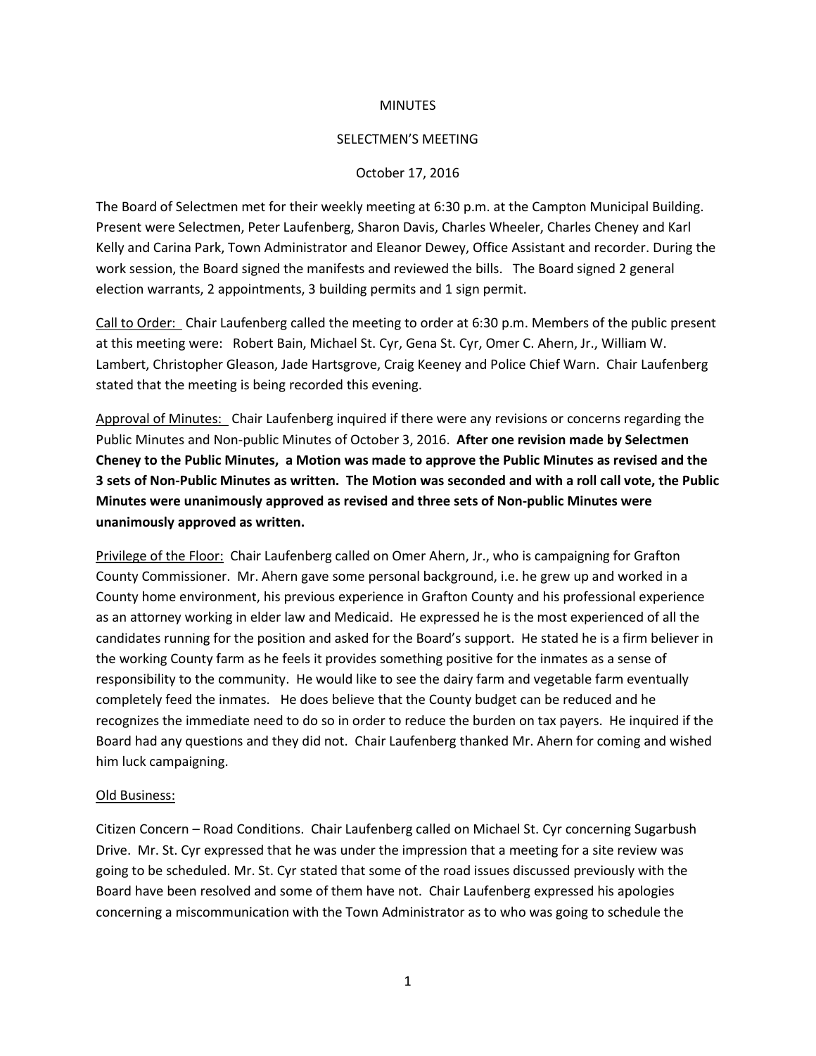MINUTES

SELECTMEN'S MEETING

October 17, 2016

The Board of Selectmen met for their weekly meeting at 6:30 p.m. at the Campton Municipal Building. Present were Selectmen, Peter Laufenberg, Sharon Davis, Charles Wheeler, Charles Cheney and Karl Kelly and Carina Park, Town Administrator and Eleanor Dewey, Office Assistant and recorder. During the work session, the Board signed the manifests and reviewed the bills. The Board signed 2 general election warrants, 2 appointments, 3 building permits and 1 sign permit.

Call to Order: Chair Laufenberg called the meeting to order at 6:30 p.m. Members of the public present at this meeting were: Robert Bain, Michael St. Cyr, Gena St. Cyr, Omer C. Ahern, Jr., William W. Lambert, Christopher Gleason, Jade Hartsgrove, Craig Keeney and Police Chief Warn. Chair Laufenberg stated that the meeting is being recorded this evening.

Approval of Minutes: Chair Laufenberg inquired if there were any revisions or concerns regarding the Public Minutes and Non-public Minutes of October 3, 2016. **After one revision made by Selectmen Cheney to the Public Minutes, a Motion was made to approve the Public Minutes as revised and the 3 sets of Non-Public Minutes as written. The Motion was seconded and with a roll call vote, the Public Minutes were unanimously approved as revised and three sets of Non-public Minutes were unanimously approved as written.**

Privilege of the Floor: Chair Laufenberg called on Omer Ahern, Jr., who is campaigning for Grafton County Commissioner. Mr. Ahern gave some personal background, i.e. he grew up and worked in a County home environment, his previous experience in Grafton County and his professional experience as an attorney working in elder law and Medicaid. He expressed he is the most experienced of all the candidates running for the position and asked for the Board's support. He stated he is a firm believer in the working County farm as he feels it provides something positive for the inmates as a sense of responsibility to the community. He would like to see the dairy farm and vegetable farm eventually completely feed the inmates. He does believe that the County budget can be reduced and he recognizes the immediate need to do so in order to reduce the burden on tax payers. He inquired if the Board had any questions and they did not. Chair Laufenberg thanked Mr. Ahern for coming and wished him luck campaigning.

Old Business:

Citizen Concern – Road Conditions. Chair Laufenberg called on Michael St. Cyr concerning Sugarbush Drive. Mr. St. Cyr expressed that he was under the impression that a meeting for a site review was going to be scheduled. Mr. St. Cyr stated that some of the road issues discussed previously with the Board have been resolved and some of them have not. Chair Laufenberg expressed his apologies concerning a miscommunication with the Town Administrator as to who was going to schedule the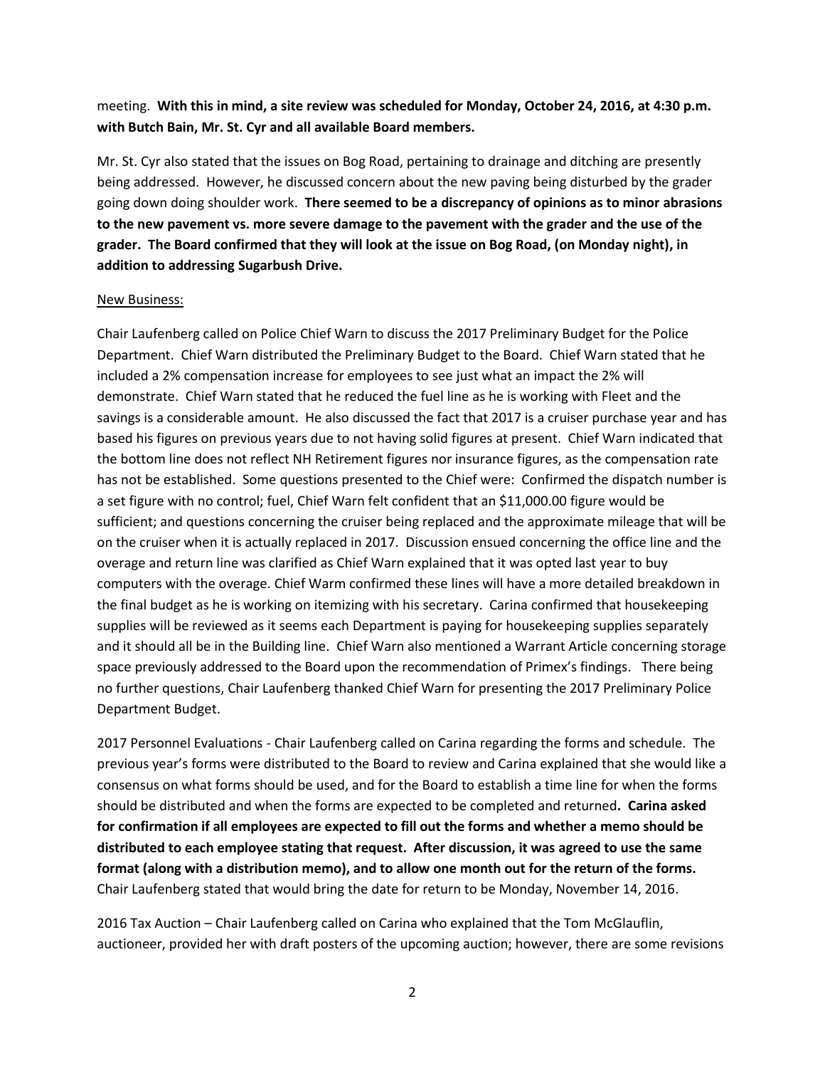meeting. **With this in mind, a site review was scheduled for Monday, October 24, 2016, at 4:30 p.m. with Butch Bain, Mr. St. Cyr and all available Board members.**

Mr. St. Cyr also stated that the issues on Bog Road, pertaining to drainage and ditching are presently being addressed. However, he discussed concern about the new paving being disturbed by the grader going down doing shoulder work. **There seemed to be a discrepancy of opinions as to minor abrasions to the new pavement vs. more severe damage to the pavement with the grader and the use of the grader. The Board confirmed that they will look at the issue on Bog Road, (on Monday night), in addition to addressing Sugarbush Drive.**

New Business:

Chair Laufenberg called on Police Chief Warn to discuss the 2017 Preliminary Budget for the Police Department. Chief Warn distributed the Preliminary Budget to the Board. Chief Warn stated that he included a 2% compensation increase for employees to see just what an impact the 2% will demonstrate. Chief Warn stated that he reduced the fuel line as he is working with Fleet and the savings is a considerable amount. He also discussed the fact that 2017 is a cruiser purchase year and has based his figures on previous years due to not having solid figures at present. Chief Warn indicated that the bottom line does not reflect NH Retirement figures nor insurance figures, as the compensation rate has not be established. Some questions presented to the Chief were: Confirmed the dispatch number is a set figure with no control; fuel, Chief Warn felt confident that an $11,000.00 figure would be sufficient; and questions concerning the cruiser being replaced and the approximate mileage that will be on the cruiser when it is actually replaced in 2017. Discussion ensued concerning the office line and the overage and return line was clarified as Chief Warn explained that it was opted last year to buy computers with the overage. Chief Warm confirmed these lines will have a more detailed breakdown in the final budget as he is working on itemizing with his secretary. Carina confirmed that housekeeping supplies will be reviewed as it seems each Department is paying for housekeeping supplies separately and it should all be in the Building line. Chief Warn also mentioned a Warrant Article concerning storage space previously addressed to the Board upon the recommendation of Primex's findings. There being no further questions, Chair Laufenberg thanked Chief Warn for presenting the 2017 Preliminary Police Department Budget.

2017 Personnel Evaluations - Chair Laufenberg called on Carina regarding the forms and schedule. The previous year's forms were distributed to the Board to review and Carina explained that she would like a consensus on what forms should be used, and for the Board to establish a time line for when the forms should be distributed and when the forms are expected to be completed and returned**. Carina asked for confirmation if all employees are expected to fill out the forms and whether a memo should be distributed to each employee stating that request. After discussion, it was agreed to use the same format (along with a distribution memo), and to allow one month out for the return of the forms.** Chair Laufenberg stated that would bring the date for return to be Monday, November 14, 2016.

2016 Tax Auction – Chair Laufenberg called on Carina who explained that the Tom McGlauflin, auctioneer, provided her with draft posters of the upcoming auction; however, there are some revisions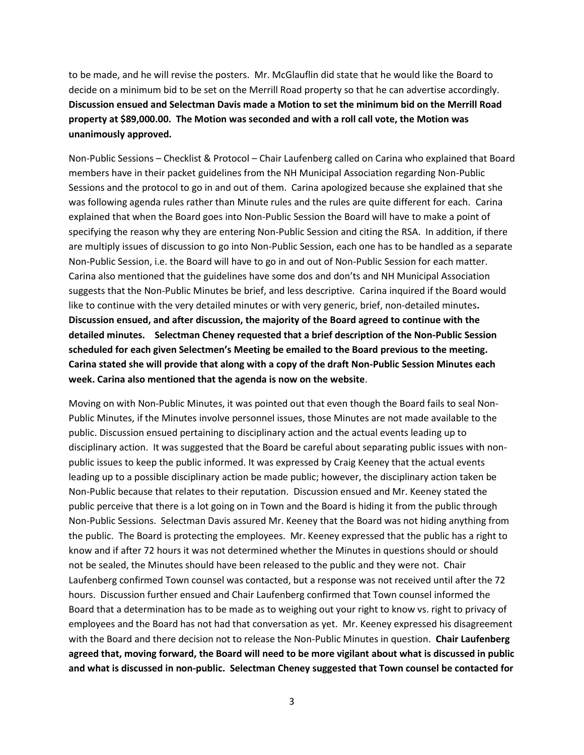to be made, and he will revise the posters. Mr. McGlauflin did state that he would like the Board to decide on a minimum bid to be set on the Merrill Road property so that he can advertise accordingly. **Discussion ensued and Selectman Davis made a Motion to set the minimum bid on the Merrill Road property at $89,000.00. The Motion was seconded and with a roll call vote, the Motion was unanimously approved.**

Non-Public Sessions – Checklist & Protocol – Chair Laufenberg called on Carina who explained that Board members have in their packet guidelines from the NH Municipal Association regarding Non-Public Sessions and the protocol to go in and out of them. Carina apologized because she explained that she was following agenda rules rather than Minute rules and the rules are quite different for each. Carina explained that when the Board goes into Non-Public Session the Board will have to make a point of specifying the reason why they are entering Non-Public Session and citing the RSA. In addition, if there are multiply issues of discussion to go into Non-Public Session, each one has to be handled as a separate Non-Public Session, i.e. the Board will have to go in and out of Non-Public Session for each matter. Carina also mentioned that the guidelines have some dos and don'ts and NH Municipal Association suggests that the Non-Public Minutes be brief, and less descriptive. Carina inquired if the Board would like to continue with the very detailed minutes or with very generic, brief, non-detailed minutes**. Discussion ensued, and after discussion, the majority of the Board agreed to continue with the detailed minutes. Selectman Cheney requested that a brief description of the Non-Public Session scheduled for each given Selectmen's Meeting be emailed to the Board previous to the meeting. Carina stated she will provide that along with a copy of the draft Non-Public Session Minutes each week. Carina also mentioned that the agenda is now on the website**.

Moving on with Non-Public Minutes, it was pointed out that even though the Board fails to seal Non-Public Minutes, if the Minutes involve personnel issues, those Minutes are not made available to the public. Discussion ensued pertaining to disciplinary action and the actual events leading up to disciplinary action. It was suggested that the Board be careful about separating public issues with non-public issues to keep the public informed. It was expressed by Craig Keeney that the actual events leading up to a possible disciplinary action be made public; however, the disciplinary action taken be Non-Public because that relates to their reputation. Discussion ensued and Mr. Keeney stated the public perceive that there is a lot going on in Town and the Board is hiding it from the public through Non-Public Sessions. Selectman Davis assured Mr. Keeney that the Board was not hiding anything from the public. The Board is protecting the employees. Mr. Keeney expressed that the public has a right to know and if after 72 hours it was not determined whether the Minutes in questions should or should not be sealed, the Minutes should have been released to the public and they were not. Chair Laufenberg confirmed Town counsel was contacted, but a response was not received until after the 72 hours. Discussion further ensued and Chair Laufenberg confirmed that Town counsel informed the Board that a determination has to be made as to weighing out your right to know vs. right to privacy of employees and the Board has not had that conversation as yet. Mr. Keeney expressed his disagreement with the Board and there decision not to release the Non-Public Minutes in question. **Chair Laufenberg agreed that, moving forward, the Board will need to be more vigilant about what is discussed in public and what is discussed in non-public. Selectman Cheney suggested that Town counsel be contacted for**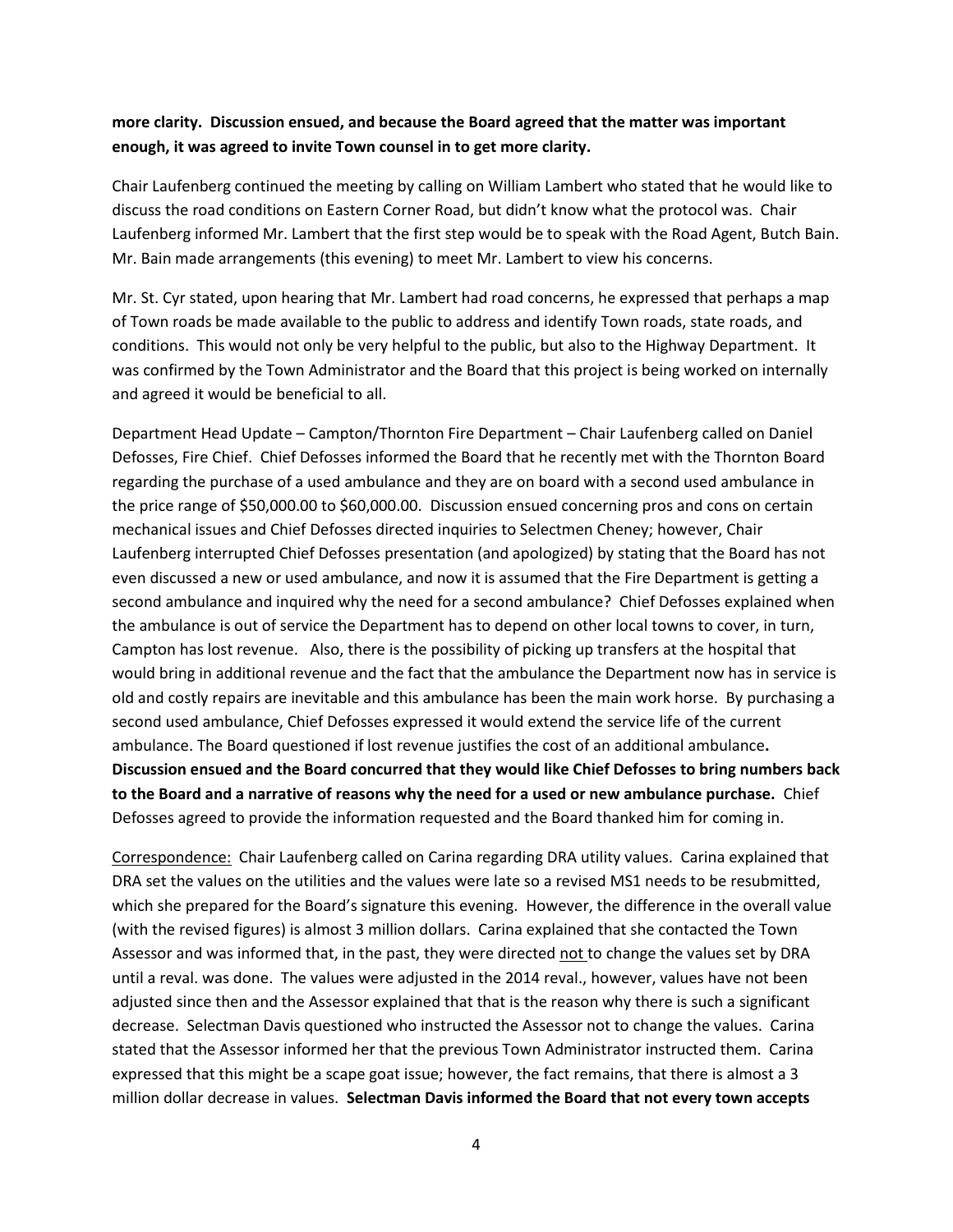**more clarity. Discussion ensued, and because the Board agreed that the matter was important enough, it was agreed to invite Town counsel in to get more clarity.**

Chair Laufenberg continued the meeting by calling on William Lambert who stated that he would like to discuss the road conditions on Eastern Corner Road, but didn't know what the protocol was. Chair Laufenberg informed Mr. Lambert that the first step would be to speak with the Road Agent, Butch Bain. Mr. Bain made arrangements (this evening) to meet Mr. Lambert to view his concerns.

Mr. St. Cyr stated, upon hearing that Mr. Lambert had road concerns, he expressed that perhaps a map of Town roads be made available to the public to address and identify Town roads, state roads, and conditions. This would not only be very helpful to the public, but also to the Highway Department. It was confirmed by the Town Administrator and the Board that this project is being worked on internally and agreed it would be beneficial to all.

Department Head Update – Campton/Thornton Fire Department – Chair Laufenberg called on Daniel Defosses, Fire Chief. Chief Defosses informed the Board that he recently met with the Thornton Board regarding the purchase of a used ambulance and they are on board with a second used ambulance in the price range of $50,000.00 to $60,000.00. Discussion ensued concerning pros and cons on certain mechanical issues and Chief Defosses directed inquiries to Selectmen Cheney; however, Chair Laufenberg interrupted Chief Defosses presentation (and apologized) by stating that the Board has not even discussed a new or used ambulance, and now it is assumed that the Fire Department is getting a second ambulance and inquired why the need for a second ambulance? Chief Defosses explained when the ambulance is out of service the Department has to depend on other local towns to cover, in turn, Campton has lost revenue. Also, there is the possibility of picking up transfers at the hospital that would bring in additional revenue and the fact that the ambulance the Department now has in service is old and costly repairs are inevitable and this ambulance has been the main work horse. By purchasing a second used ambulance, Chief Defosses expressed it would extend the service life of the current ambulance. The Board questioned if lost revenue justifies the cost of an additional ambulance**. Discussion ensued and the Board concurred that they would like Chief Defosses to bring numbers back to the Board and a narrative of reasons why the need for a used or new ambulance purchase.** Chief Defosses agreed to provide the information requested and the Board thanked him for coming in.

Correspondence: Chair Laufenberg called on Carina regarding DRA utility values. Carina explained that DRA set the values on the utilities and the values were late so a revised MS1 needs to be resubmitted, which she prepared for the Board's signature this evening. However, the difference in the overall value (with the revised figures) is almost 3 million dollars. Carina explained that she contacted the Town Assessor and was informed that, in the past, they were directed not to change the values set by DRA until a reval. was done. The values were adjusted in the 2014 reval., however, values have not been adjusted since then and the Assessor explained that that is the reason why there is such a significant decrease. Selectman Davis questioned who instructed the Assessor not to change the values. Carina stated that the Assessor informed her that the previous Town Administrator instructed them. Carina expressed that this might be a scape goat issue; however, the fact remains, that there is almost a 3 million dollar decrease in values. **Selectman Davis informed the Board that not every town accepts**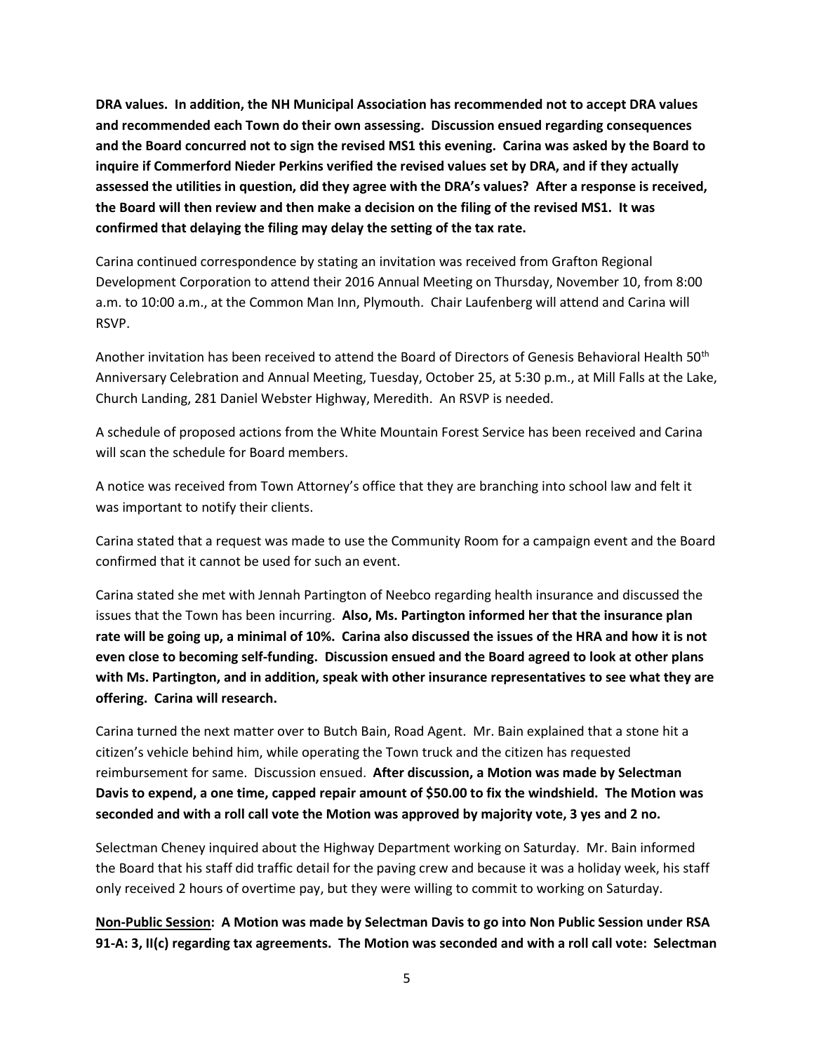**DRA values. In addition, the NH Municipal Association has recommended not to accept DRA values and recommended each Town do their own assessing. Discussion ensued regarding consequences and the Board concurred not to sign the revised MS1 this evening. Carina was asked by the Board to inquire if Commerford Nieder Perkins verified the revised values set by DRA, and if they actually assessed the utilities in question, did they agree with the DRA's values? After a response is received, the Board will then review and then make a decision on the filing of the revised MS1. It was confirmed that delaying the filing may delay the setting of the tax rate.**

Carina continued correspondence by stating an invitation was received from Grafton Regional Development Corporation to attend their 2016 Annual Meeting on Thursday, November 10, from 8:00 a.m. to 10:00 a.m., at the Common Man Inn, Plymouth. Chair Laufenberg will attend and Carina will RSVP.

Another invitation has been received to attend the Board of Directors of Genesis Behavioral Health 50th Anniversary Celebration and Annual Meeting, Tuesday, October 25, at 5:30 p.m., at Mill Falls at the Lake, Church Landing, 281 Daniel Webster Highway, Meredith. An RSVP is needed.

A schedule of proposed actions from the White Mountain Forest Service has been received and Carina will scan the schedule for Board members.

A notice was received from Town Attorney's office that they are branching into school law and felt it was important to notify their clients.

Carina stated that a request was made to use the Community Room for a campaign event and the Board confirmed that it cannot be used for such an event.

Carina stated she met with Jennah Partington of Neebco regarding health insurance and discussed the issues that the Town has been incurring. **Also, Ms. Partington informed her that the insurance plan rate will be going up, a minimal of 10%. Carina also discussed the issues of the HRA and how it is not even close to becoming self-funding. Discussion ensued and the Board agreed to look at other plans with Ms. Partington, and in addition, speak with other insurance representatives to see what they are offering. Carina will research.**

Carina turned the next matter over to Butch Bain, Road Agent. Mr. Bain explained that a stone hit a citizen's vehicle behind him, while operating the Town truck and the citizen has requested reimbursement for same. Discussion ensued. **After discussion, a Motion was made by Selectman Davis to expend, a one time, capped repair amount of $50.00 to fix the windshield. The Motion was seconded and with a roll call vote the Motion was approved by majority vote, 3 yes and 2 no.**

Selectman Cheney inquired about the Highway Department working on Saturday. Mr. Bain informed the Board that his staff did traffic detail for the paving crew and because it was a holiday week, his staff only received 2 hours of overtime pay, but they were willing to commit to working on Saturday.

**<u>Non-Public Session</u>: A Motion was made by Selectman Davis to go into Non Public Session under RSA 91-A: 3, II(c) regarding tax agreements. The Motion was seconded and with a roll call vote: Selectman**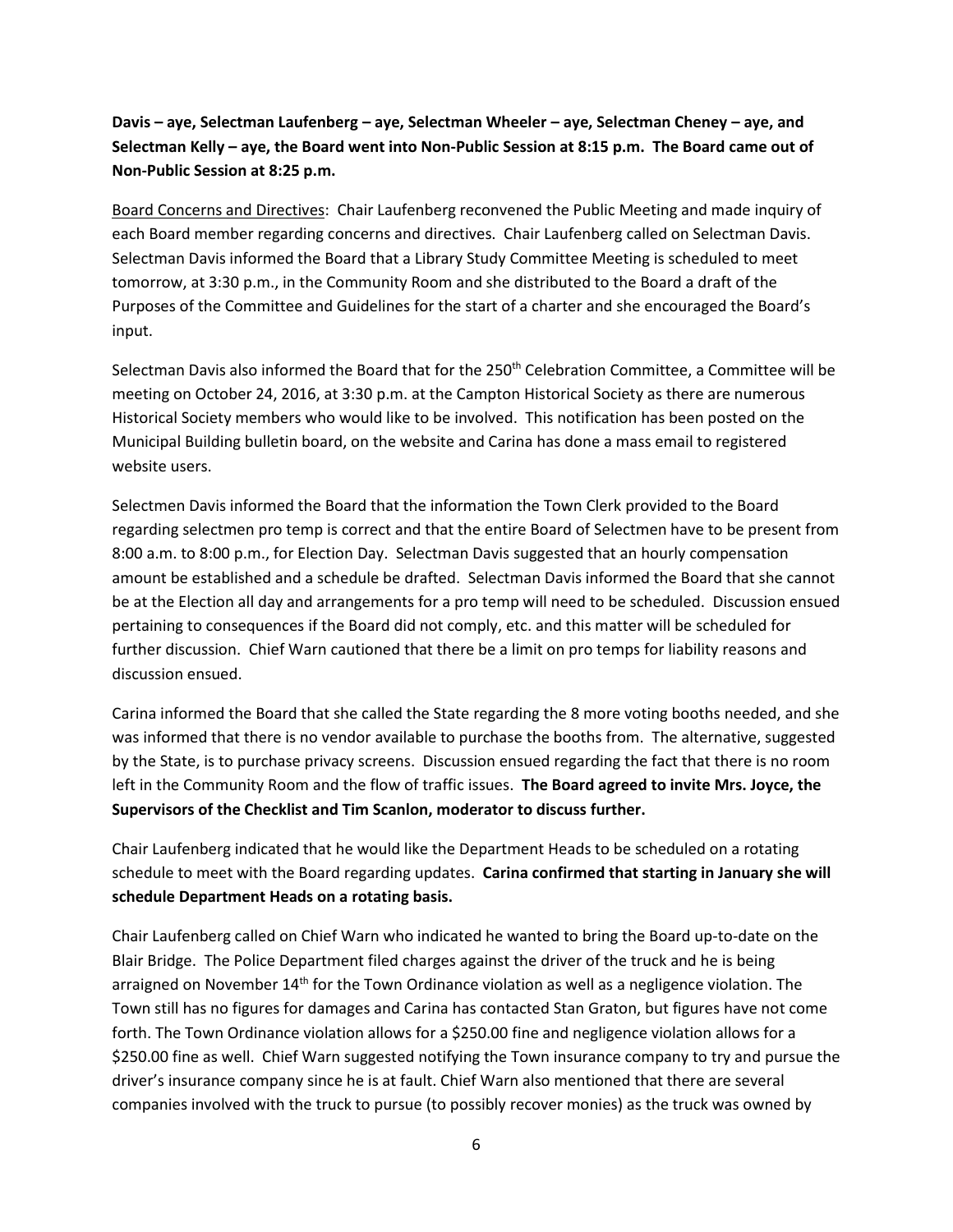**Davis – aye, Selectman Laufenberg – aye, Selectman Wheeler – aye, Selectman Cheney – aye, and Selectman Kelly – aye, the Board went into Non-Public Session at 8:15 p.m. The Board came out of Non-Public Session at 8:25 p.m.**

Board Concerns and Directives: Chair Laufenberg reconvened the Public Meeting and made inquiry of each Board member regarding concerns and directives. Chair Laufenberg called on Selectman Davis. Selectman Davis informed the Board that a Library Study Committee Meeting is scheduled to meet tomorrow, at 3:30 p.m., in the Community Room and she distributed to the Board a draft of the Purposes of the Committee and Guidelines for the start of a charter and she encouraged the Board's input.

Selectman Davis also informed the Board that for the 250th Celebration Committee, a Committee will be meeting on October 24, 2016, at 3:30 p.m. at the Campton Historical Society as there are numerous Historical Society members who would like to be involved. This notification has been posted on the Municipal Building bulletin board, on the website and Carina has done a mass email to registered website users.

Selectmen Davis informed the Board that the information the Town Clerk provided to the Board regarding selectmen pro temp is correct and that the entire Board of Selectmen have to be present from 8:00 a.m. to 8:00 p.m., for Election Day. Selectman Davis suggested that an hourly compensation amount be established and a schedule be drafted. Selectman Davis informed the Board that she cannot be at the Election all day and arrangements for a pro temp will need to be scheduled. Discussion ensued pertaining to consequences if the Board did not comply, etc. and this matter will be scheduled for further discussion. Chief Warn cautioned that there be a limit on pro temps for liability reasons and discussion ensued.

Carina informed the Board that she called the State regarding the 8 more voting booths needed, and she was informed that there is no vendor available to purchase the booths from. The alternative, suggested by the State, is to purchase privacy screens. Discussion ensued regarding the fact that there is no room left in the Community Room and the flow of traffic issues. **The Board agreed to invite Mrs. Joyce, the Supervisors of the Checklist and Tim Scanlon, moderator to discuss further.**

Chair Laufenberg indicated that he would like the Department Heads to be scheduled on a rotating schedule to meet with the Board regarding updates. **Carina confirmed that starting in January she will schedule Department Heads on a rotating basis.**

Chair Laufenberg called on Chief Warn who indicated he wanted to bring the Board up-to-date on the Blair Bridge. The Police Department filed charges against the driver of the truck and he is being arraigned on November 14th for the Town Ordinance violation as well as a negligence violation. The Town still has no figures for damages and Carina has contacted Stan Graton, but figures have not come forth. The Town Ordinance violation allows for a $250.00 fine and negligence violation allows for a $250.00 fine as well. Chief Warn suggested notifying the Town insurance company to try and pursue the driver's insurance company since he is at fault. Chief Warn also mentioned that there are several companies involved with the truck to pursue (to possibly recover monies) as the truck was owned by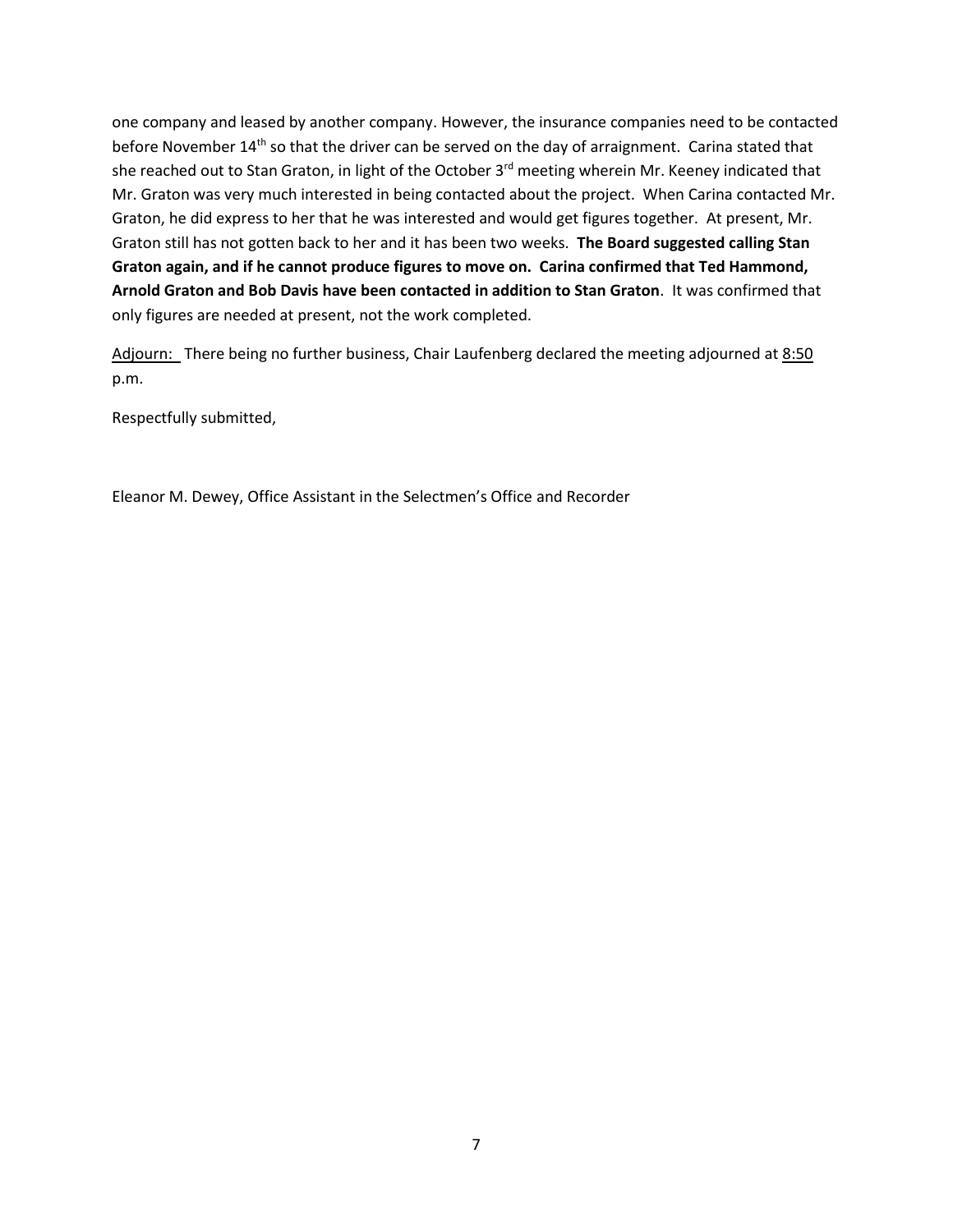one company and leased by another company. However, the insurance companies need to be contacted before November 14th so that the driver can be served on the day of arraignment. Carina stated that she reached out to Stan Graton, in light of the October 3rd meeting wherein Mr. Keeney indicated that Mr. Graton was very much interested in being contacted about the project. When Carina contacted Mr. Graton, he did express to her that he was interested and would get figures together. At present, Mr. Graton still has not gotten back to her and it has been two weeks. **The Board suggested calling Stan Graton again, and if he cannot produce figures to move on. Carina confirmed that Ted Hammond, Arnold Graton and Bob Davis have been contacted in addition to Stan Graton**. It was confirmed that only figures are needed at present, not the work completed.

<u>Adjourn:</u> There being no further business, Chair Laufenberg declared the meeting adjourned at <u>8:50</u> p.m.

Respectfully submitted,

Eleanor M. Dewey, Office Assistant in the Selectmen's Office and Recorder